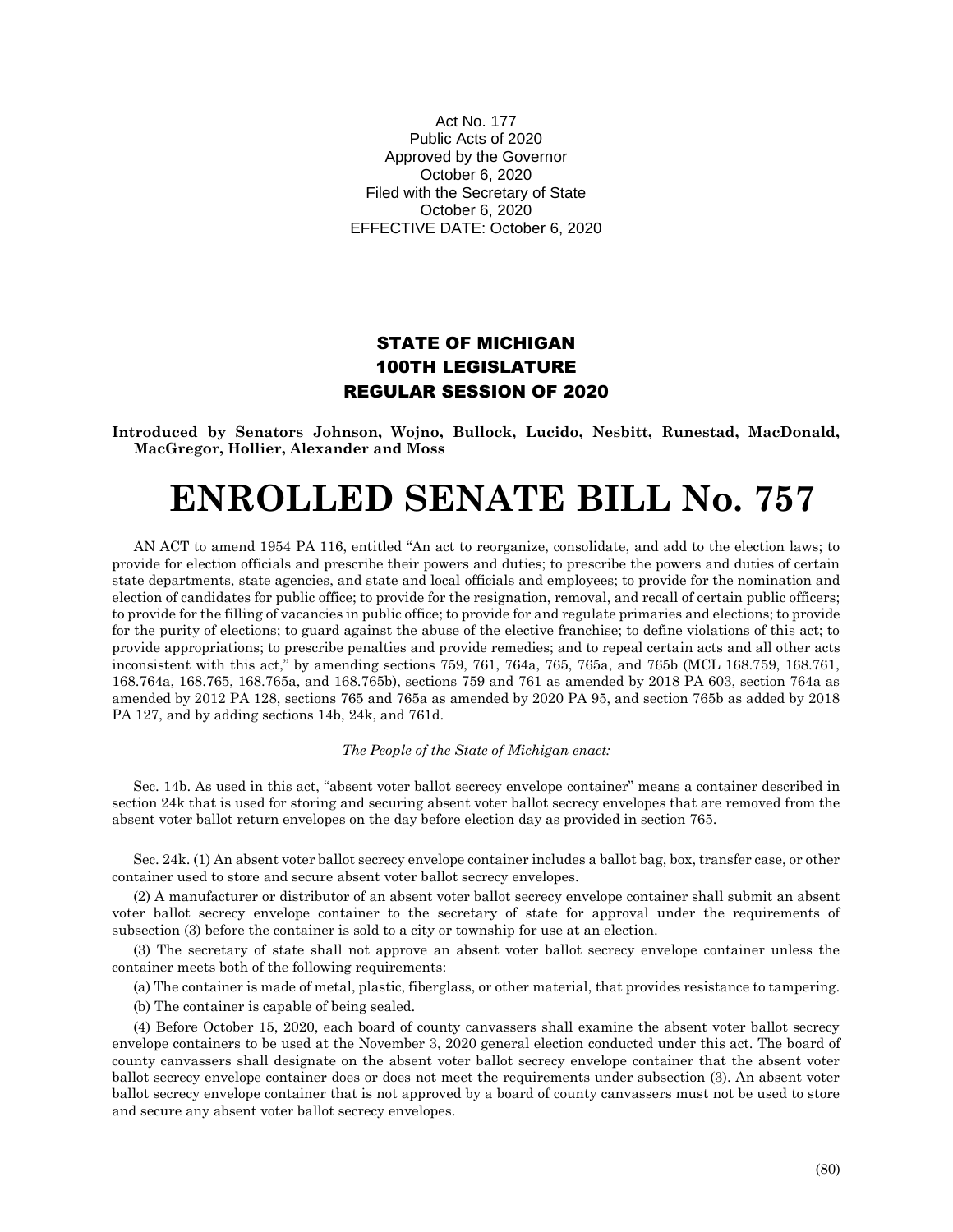Act No. 177
Public Acts of 2020
Approved by the Governor
October 6, 2020
Filed with the Secretary of State
October 6, 2020
EFFECTIVE DATE: October 6, 2020

## STATE OF MICHIGAN
## 100TH LEGISLATURE
## REGULAR SESSION OF 2020

**Introduced by Senators Johnson, Wojno, Bullock, Lucido, Nesbitt, Runestad, MacDonald, MacGregor, Hollier, Alexander and Moss**

# ENROLLED SENATE BILL No. 757

AN ACT to amend 1954 PA 116, entitled "An act to reorganize, consolidate, and add to the election laws; to provide for election officials and prescribe their powers and duties; to prescribe the powers and duties of certain state departments, state agencies, and state and local officials and employees; to provide for the nomination and election of candidates for public office; to provide for the resignation, removal, and recall of certain public officers; to provide for the filling of vacancies in public office; to provide for and regulate primaries and elections; to provide for the purity of elections; to guard against the abuse of the elective franchise; to define violations of this act; to provide appropriations; to prescribe penalties and provide remedies; and to repeal certain acts and all other acts inconsistent with this act," by amending sections 759, 761, 764a, 765, 765a, and 765b (MCL 168.759, 168.761, 168.764a, 168.765, 168.765a, and 168.765b), sections 759 and 761 as amended by 2018 PA 603, section 764a as amended by 2012 PA 128, sections 765 and 765a as amended by 2020 PA 95, and section 765b as added by 2018 PA 127, and by adding sections 14b, 24k, and 761d.

*The People of the State of Michigan enact:*

Sec. 14b. As used in this act, "absent voter ballot secrecy envelope container" means a container described in section 24k that is used for storing and securing absent voter ballot secrecy envelopes that are removed from the absent voter ballot return envelopes on the day before election day as provided in section 765.

Sec. 24k. (1) An absent voter ballot secrecy envelope container includes a ballot bag, box, transfer case, or other container used to store and secure absent voter ballot secrecy envelopes.

(2) A manufacturer or distributor of an absent voter ballot secrecy envelope container shall submit an absent voter ballot secrecy envelope container to the secretary of state for approval under the requirements of subsection (3) before the container is sold to a city or township for use at an election.

(3) The secretary of state shall not approve an absent voter ballot secrecy envelope container unless the container meets both of the following requirements:

(a) The container is made of metal, plastic, fiberglass, or other material, that provides resistance to tampering.

(b) The container is capable of being sealed.

(4) Before October 15, 2020, each board of county canvassers shall examine the absent voter ballot secrecy envelope containers to be used at the November 3, 2020 general election conducted under this act. The board of county canvassers shall designate on the absent voter ballot secrecy envelope container that the absent voter ballot secrecy envelope container does or does not meet the requirements under subsection (3). An absent voter ballot secrecy envelope container that is not approved by a board of county canvassers must not be used to store and secure any absent voter ballot secrecy envelopes.

(80)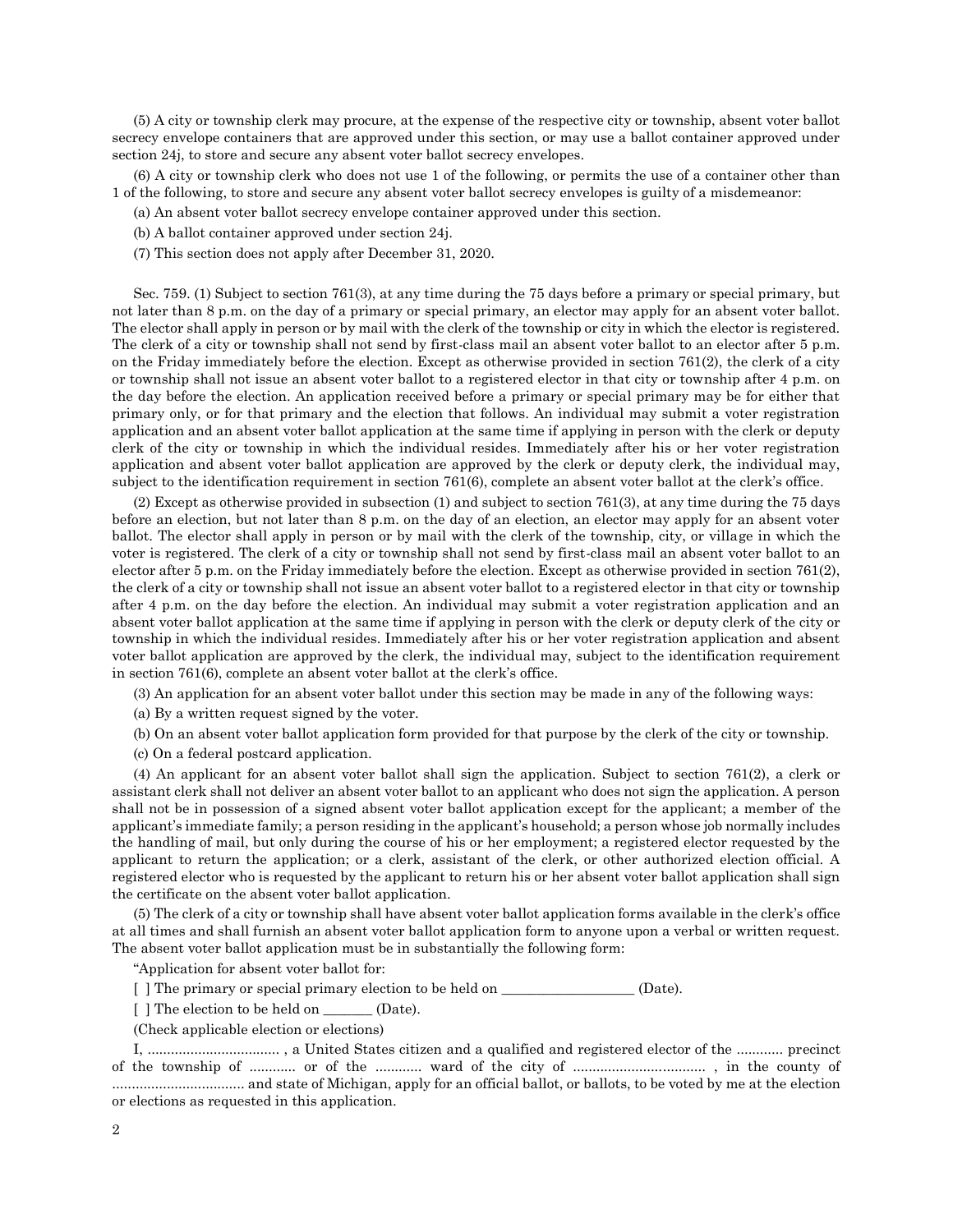(5) A city or township clerk may procure, at the expense of the respective city or township, absent voter ballot secrecy envelope containers that are approved under this section, or may use a ballot container approved under section 24j, to store and secure any absent voter ballot secrecy envelopes.

(6) A city or township clerk who does not use 1 of the following, or permits the use of a container other than 1 of the following, to store and secure any absent voter ballot secrecy envelopes is guilty of a misdemeanor:

(a) An absent voter ballot secrecy envelope container approved under this section.

(b) A ballot container approved under section 24j.

(7) This section does not apply after December 31, 2020.

Sec. 759. (1) Subject to section 761(3), at any time during the 75 days before a primary or special primary, but not later than 8 p.m. on the day of a primary or special primary, an elector may apply for an absent voter ballot. The elector shall apply in person or by mail with the clerk of the township or city in which the elector is registered. The clerk of a city or township shall not send by first-class mail an absent voter ballot to an elector after 5 p.m. on the Friday immediately before the election. Except as otherwise provided in section 761(2), the clerk of a city or township shall not issue an absent voter ballot to a registered elector in that city or township after 4 p.m. on the day before the election. An application received before a primary or special primary may be for either that primary only, or for that primary and the election that follows. An individual may submit a voter registration application and an absent voter ballot application at the same time if applying in person with the clerk or deputy clerk of the city or township in which the individual resides. Immediately after his or her voter registration application and absent voter ballot application are approved by the clerk or deputy clerk, the individual may, subject to the identification requirement in section 761(6), complete an absent voter ballot at the clerk's office.

(2) Except as otherwise provided in subsection (1) and subject to section 761(3), at any time during the 75 days before an election, but not later than 8 p.m. on the day of an election, an elector may apply for an absent voter ballot. The elector shall apply in person or by mail with the clerk of the township, city, or village in which the voter is registered. The clerk of a city or township shall not send by first-class mail an absent voter ballot to an elector after 5 p.m. on the Friday immediately before the election. Except as otherwise provided in section 761(2), the clerk of a city or township shall not issue an absent voter ballot to a registered elector in that city or township after 4 p.m. on the day before the election. An individual may submit a voter registration application and an absent voter ballot application at the same time if applying in person with the clerk or deputy clerk of the city or township in which the individual resides. Immediately after his or her voter registration application and absent voter ballot application are approved by the clerk, the individual may, subject to the identification requirement in section 761(6), complete an absent voter ballot at the clerk's office.

(3) An application for an absent voter ballot under this section may be made in any of the following ways:

(a) By a written request signed by the voter.

(b) On an absent voter ballot application form provided for that purpose by the clerk of the city or township.

(c) On a federal postcard application.

(4) An applicant for an absent voter ballot shall sign the application. Subject to section 761(2), a clerk or assistant clerk shall not deliver an absent voter ballot to an applicant who does not sign the application. A person shall not be in possession of a signed absent voter ballot application except for the applicant; a member of the applicant's immediate family; a person residing in the applicant's household; a person whose job normally includes the handling of mail, but only during the course of his or her employment; a registered elector requested by the applicant to return the application; or a clerk, assistant of the clerk, or other authorized election official. A registered elector who is requested by the applicant to return his or her absent voter ballot application shall sign the certificate on the absent voter ballot application.

(5) The clerk of a city or township shall have absent voter ballot application forms available in the clerk's office at all times and shall furnish an absent voter ballot application form to anyone upon a verbal or written request. The absent voter ballot application must be in substantially the following form:

"Application for absent voter ballot for:

[ ] The primary or special primary election to be held on ___________________ (Date).

[ ] The election to be held on _______ (Date).

(Check applicable election or elections)

I, .................................. , a United States citizen and a qualified and registered elector of the ............ precinct of the township of ............ or of the ............ ward of the city of .................................. , in the county of .................................. and state of Michigan, apply for an official ballot, or ballots, to be voted by me at the election or elections as requested in this application.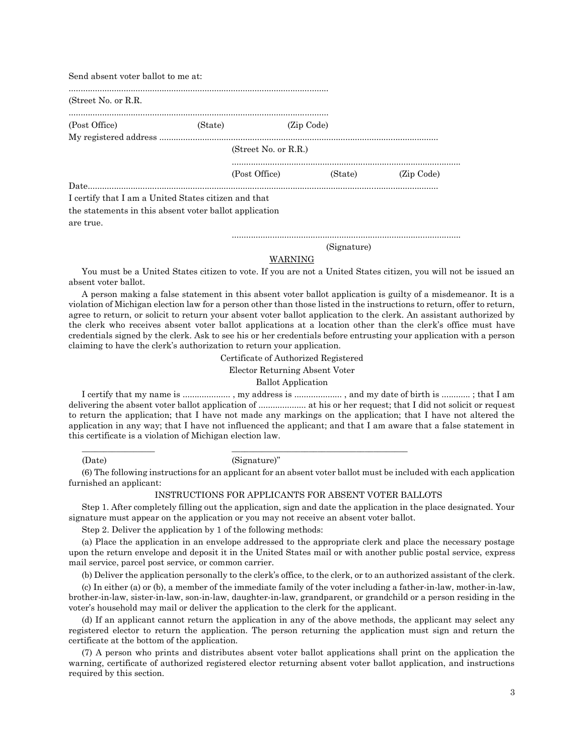Send absent voter ballot to me at:

.............................................................................................................

(Street No. or R.R.

.............................................................................................................

(Post Office) (State) (Zip Code)

My registered address .......................................................................................................................

(Street No. or R.R.)

...............................................................................................

(Post Office) (State) (Zip Code)

Date.......................................................................................................................................................

I certify that I am a United States citizen and that the statements in this absent voter ballot application are true.

...............................................................................................

(Signature)

WARNING

You must be a United States citizen to vote. If you are not a United States citizen, you will not be issued an absent voter ballot.

A person making a false statement in this absent voter ballot application is guilty of a misdemeanor. It is a violation of Michigan election law for a person other than those listed in the instructions to return, offer to return, agree to return, or solicit to return your absent voter ballot application to the clerk. An assistant authorized by the clerk who receives absent voter ballot applications at a location other than the clerk's office must have credentials signed by the clerk. Ask to see his or her credentials before entrusting your application with a person claiming to have the clerk's authorization to return your application.

Certificate of Authorized Registered Elector Returning Absent Voter Ballot Application

I certify that my name is .................... , my address is .................... , and my date of birth is ............ ; that I am delivering the absent voter ballot application of .................... at his or her request; that I did not solicit or request to return the application; that I have not made any markings on the application; that I have not altered the application in any way; that I have not influenced the applicant; and that I am aware that a false statement in this certificate is a violation of Michigan election law.

\_\_\_\_\_\_\_\_\_\_\_\_\_\_\_\_\_ \_\_\_\_\_\_\_\_\_\_\_\_\_\_\_\_\_\_\_\_\_\_\_\_\_\_\_\_\_\_\_\_\_\_\_\_\_\_\_\_\_\_

(Date) (Signature)"

(6) The following instructions for an applicant for an absent voter ballot must be included with each application furnished an applicant:

INSTRUCTIONS FOR APPLICANTS FOR ABSENT VOTER BALLOTS

Step 1. After completely filling out the application, sign and date the application in the place designated. Your signature must appear on the application or you may not receive an absent voter ballot.

Step 2. Deliver the application by 1 of the following methods:

(a) Place the application in an envelope addressed to the appropriate clerk and place the necessary postage upon the return envelope and deposit it in the United States mail or with another public postal service, express mail service, parcel post service, or common carrier.

(b) Deliver the application personally to the clerk's office, to the clerk, or to an authorized assistant of the clerk.

(c) In either (a) or (b), a member of the immediate family of the voter including a father-in-law, mother-in-law, brother-in-law, sister-in-law, son-in-law, daughter-in-law, grandparent, or grandchild or a person residing in the voter's household may mail or deliver the application to the clerk for the applicant.

(d) If an applicant cannot return the application in any of the above methods, the applicant may select any registered elector to return the application. The person returning the application must sign and return the certificate at the bottom of the application.

(7) A person who prints and distributes absent voter ballot applications shall print on the application the warning, certificate of authorized registered elector returning absent voter ballot application, and instructions required by this section.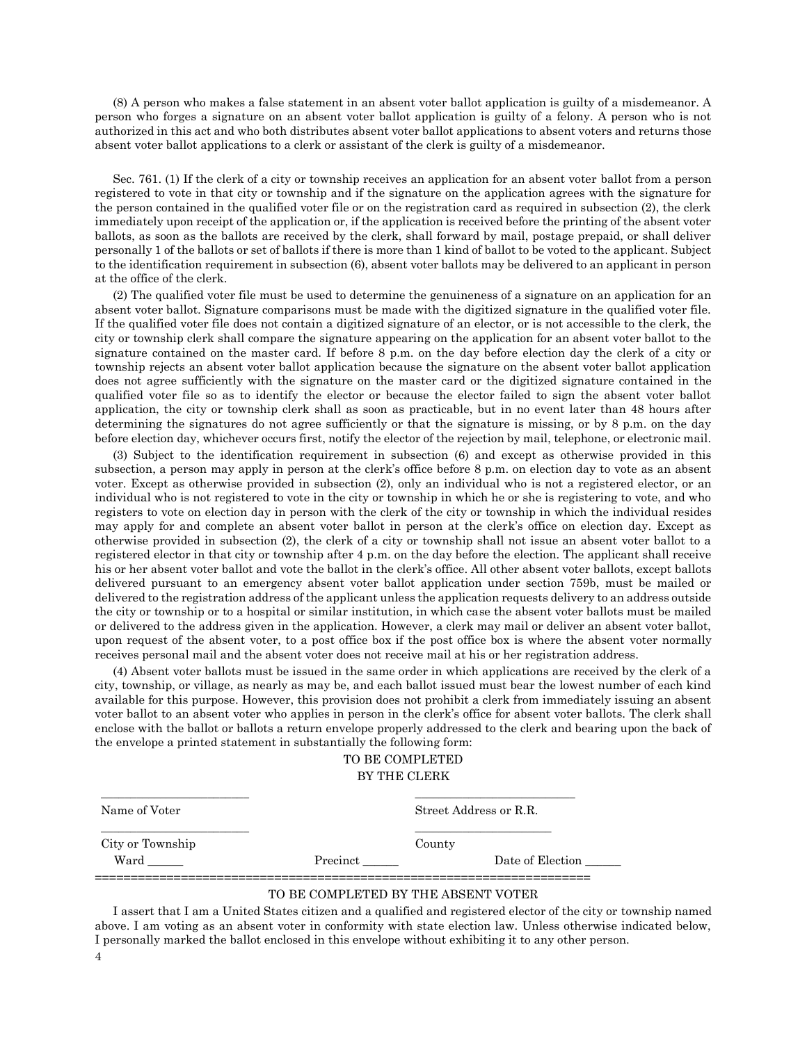(8) A person who makes a false statement in an absent voter ballot application is guilty of a misdemeanor. A person who forges a signature on an absent voter ballot application is guilty of a felony. A person who is not authorized in this act and who both distributes absent voter ballot applications to absent voters and returns those absent voter ballot applications to a clerk or assistant of the clerk is guilty of a misdemeanor.

Sec. 761. (1) If the clerk of a city or township receives an application for an absent voter ballot from a person registered to vote in that city or township and if the signature on the application agrees with the signature for the person contained in the qualified voter file or on the registration card as required in subsection (2), the clerk immediately upon receipt of the application or, if the application is received before the printing of the absent voter ballots, as soon as the ballots are received by the clerk, shall forward by mail, postage prepaid, or shall deliver personally 1 of the ballots or set of ballots if there is more than 1 kind of ballot to be voted to the applicant. Subject to the identification requirement in subsection (6), absent voter ballots may be delivered to an applicant in person at the office of the clerk.

(2) The qualified voter file must be used to determine the genuineness of a signature on an application for an absent voter ballot. Signature comparisons must be made with the digitized signature in the qualified voter file. If the qualified voter file does not contain a digitized signature of an elector, or is not accessible to the clerk, the city or township clerk shall compare the signature appearing on the application for an absent voter ballot to the signature contained on the master card. If before 8 p.m. on the day before election day the clerk of a city or township rejects an absent voter ballot application because the signature on the absent voter ballot application does not agree sufficiently with the signature on the master card or the digitized signature contained in the qualified voter file so as to identify the elector or because the elector failed to sign the absent voter ballot application, the city or township clerk shall as soon as practicable, but in no event later than 48 hours after determining the signatures do not agree sufficiently or that the signature is missing, or by 8 p.m. on the day before election day, whichever occurs first, notify the elector of the rejection by mail, telephone, or electronic mail.

(3) Subject to the identification requirement in subsection (6) and except as otherwise provided in this subsection, a person may apply in person at the clerk's office before 8 p.m. on election day to vote as an absent voter. Except as otherwise provided in subsection (2), only an individual who is not a registered elector, or an individual who is not registered to vote in the city or township in which he or she is registering to vote, and who registers to vote on election day in person with the clerk of the city or township in which the individual resides may apply for and complete an absent voter ballot in person at the clerk's office on election day. Except as otherwise provided in subsection (2), the clerk of a city or township shall not issue an absent voter ballot to a registered elector in that city or township after 4 p.m. on the day before the election. The applicant shall receive his or her absent voter ballot and vote the ballot in the clerk's office. All other absent voter ballots, except ballots delivered pursuant to an emergency absent voter ballot application under section 759b, must be mailed or delivered to the registration address of the applicant unless the application requests delivery to an address outside the city or township or to a hospital or similar institution, in which case the absent voter ballots must be mailed or delivered to the address given in the application. However, a clerk may mail or deliver an absent voter ballot, upon request of the absent voter, to a post office box if the post office box is where the absent voter normally receives personal mail and the absent voter does not receive mail at his or her registration address.

(4) Absent voter ballots must be issued in the same order in which applications are received by the clerk of a city, township, or village, as nearly as may be, and each ballot issued must bear the lowest number of each kind available for this purpose. However, this provision does not prohibit a clerk from immediately issuing an absent voter ballot to an absent voter who applies in person in the clerk's office for absent voter ballots. The clerk shall enclose with the ballot or ballots a return envelope properly addressed to the clerk and bearing upon the back of the envelope a printed statement in substantially the following form:

TO BE COMPLETED
BY THE CLERK

\_\_\_\_\_\_\_\_\_\_\_\_\_\_\_\_\_\_\_\_\_\_\_\_ \_\_\_\_\_\_\_\_\_\_\_\_\_\_\_\_\_\_\_\_\_\_\_\_
Name of Voter Street Address or R.R.

\_\_\_\_\_\_\_\_\_\_\_\_\_\_\_\_\_\_\_\_\_\_\_\_ \_\_\_\_\_\_\_\_\_\_\_\_\_\_\_\_\_\_\_\_\_\_\_\_
City or Township County

Ward \_\_\_\_\_\_ Precinct \_\_\_\_\_\_ Date of Election \_\_\_\_\_\_

=====================================================================

TO BE COMPLETED BY THE ABSENT VOTER

I assert that I am a United States citizen and a qualified and registered elector of the city or township named above. I am voting as an absent voter in conformity with state election law. Unless otherwise indicated below, I personally marked the ballot enclosed in this envelope without exhibiting it to any other person.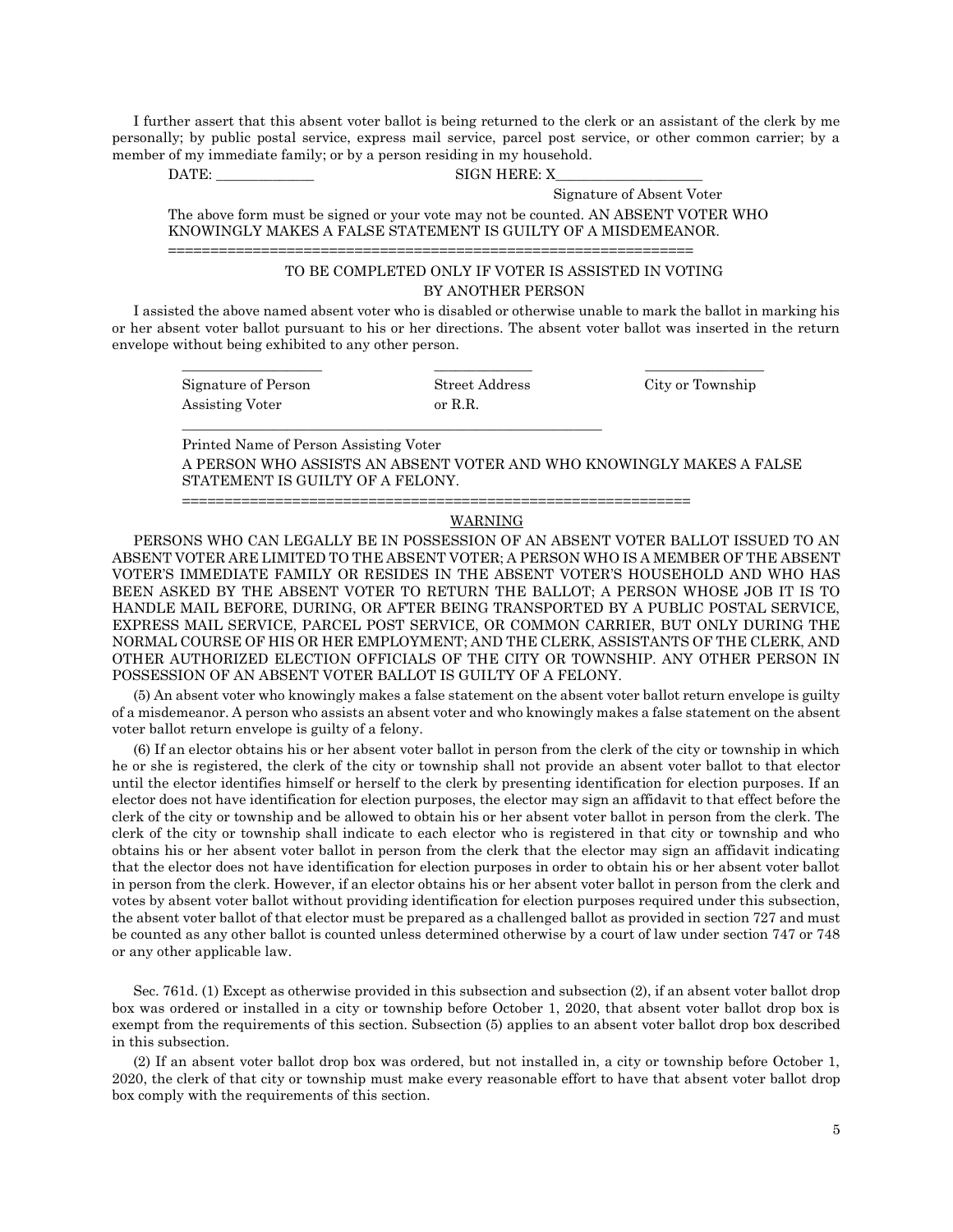I further assert that this absent voter ballot is being returned to the clerk or an assistant of the clerk by me personally; by public postal service, express mail service, parcel post service, or other common carrier; by a member of my immediate family; or by a person residing in my household.

DATE: ______________ SIGN HERE: X_____________________

Signature of Absent Voter

The above form must be signed or your vote may not be counted. AN ABSENT VOTER WHO KNOWINGLY MAKES A FALSE STATEMENT IS GUILTY OF A MISDEMEANOR.

==============================================================

TO BE COMPLETED ONLY IF VOTER IS ASSISTED IN VOTING BY ANOTHER PERSON

I assisted the above named absent voter who is disabled or otherwise unable to mark the ballot in marking his or her absent voter ballot pursuant to his or her directions. The absent voter ballot was inserted in the return envelope without being exhibited to any other person.

| ____________________ | ______________ | _________________ |
|---|---|---|
| Signature of Person Assisting Voter | Street Address or R.R. | City or Township |

_______________________________________________________________

Printed Name of Person Assisting Voter

A PERSON WHO ASSISTS AN ABSENT VOTER AND WHO KNOWINGLY MAKES A FALSE STATEMENT IS GUILTY OF A FELONY.

==============================================================

WARNING

PERSONS WHO CAN LEGALLY BE IN POSSESSION OF AN ABSENT VOTER BALLOT ISSUED TO AN ABSENT VOTER ARE LIMITED TO THE ABSENT VOTER; A PERSON WHO IS A MEMBER OF THE ABSENT VOTER'S IMMEDIATE FAMILY OR RESIDES IN THE ABSENT VOTER'S HOUSEHOLD AND WHO HAS BEEN ASKED BY THE ABSENT VOTER TO RETURN THE BALLOT; A PERSON WHOSE JOB IT IS TO HANDLE MAIL BEFORE, DURING, OR AFTER BEING TRANSPORTED BY A PUBLIC POSTAL SERVICE, EXPRESS MAIL SERVICE, PARCEL POST SERVICE, OR COMMON CARRIER, BUT ONLY DURING THE NORMAL COURSE OF HIS OR HER EMPLOYMENT; AND THE CLERK, ASSISTANTS OF THE CLERK, AND OTHER AUTHORIZED ELECTION OFFICIALS OF THE CITY OR TOWNSHIP. ANY OTHER PERSON IN POSSESSION OF AN ABSENT VOTER BALLOT IS GUILTY OF A FELONY.

(5) An absent voter who knowingly makes a false statement on the absent voter ballot return envelope is guilty of a misdemeanor. A person who assists an absent voter and who knowingly makes a false statement on the absent voter ballot return envelope is guilty of a felony.

(6) If an elector obtains his or her absent voter ballot in person from the clerk of the city or township in which he or she is registered, the clerk of the city or township shall not provide an absent voter ballot to that elector until the elector identifies himself or herself to the clerk by presenting identification for election purposes. If an elector does not have identification for election purposes, the elector may sign an affidavit to that effect before the clerk of the city or township and be allowed to obtain his or her absent voter ballot in person from the clerk. The clerk of the city or township shall indicate to each elector who is registered in that city or township and who obtains his or her absent voter ballot in person from the clerk that the elector may sign an affidavit indicating that the elector does not have identification for election purposes in order to obtain his or her absent voter ballot in person from the clerk. However, if an elector obtains his or her absent voter ballot in person from the clerk and votes by absent voter ballot without providing identification for election purposes required under this subsection, the absent voter ballot of that elector must be prepared as a challenged ballot as provided in section 727 and must be counted as any other ballot is counted unless determined otherwise by a court of law under section 747 or 748 or any other applicable law.

Sec. 761d. (1) Except as otherwise provided in this subsection and subsection (2), if an absent voter ballot drop box was ordered or installed in a city or township before October 1, 2020, that absent voter ballot drop box is exempt from the requirements of this section. Subsection (5) applies to an absent voter ballot drop box described in this subsection.

(2) If an absent voter ballot drop box was ordered, but not installed in, a city or township before October 1, 2020, the clerk of that city or township must make every reasonable effort to have that absent voter ballot drop box comply with the requirements of this section.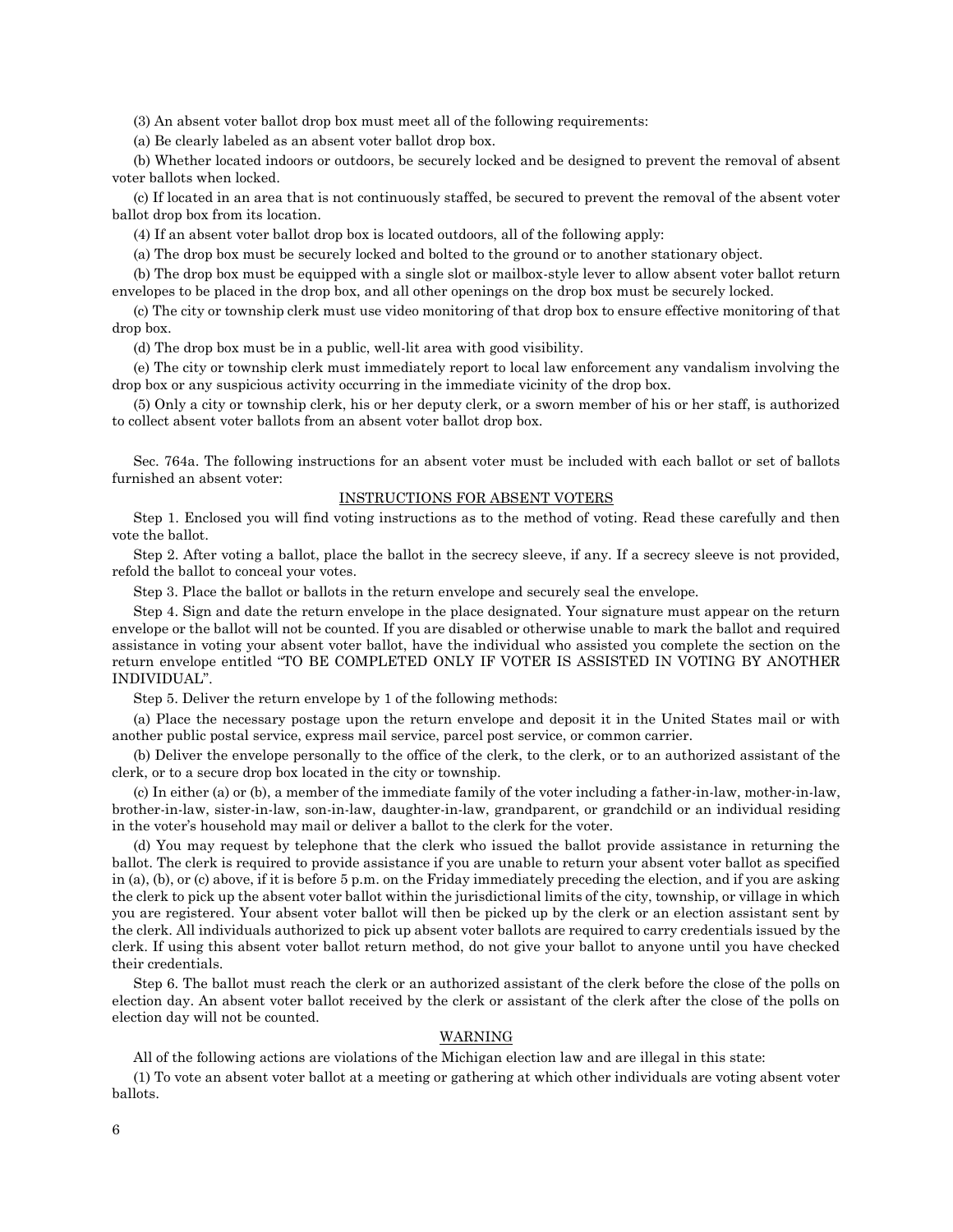(3) An absent voter ballot drop box must meet all of the following requirements:

(a) Be clearly labeled as an absent voter ballot drop box.

(b) Whether located indoors or outdoors, be securely locked and be designed to prevent the removal of absent voter ballots when locked.

(c) If located in an area that is not continuously staffed, be secured to prevent the removal of the absent voter ballot drop box from its location.

(4) If an absent voter ballot drop box is located outdoors, all of the following apply:

(a) The drop box must be securely locked and bolted to the ground or to another stationary object.

(b) The drop box must be equipped with a single slot or mailbox-style lever to allow absent voter ballot return envelopes to be placed in the drop box, and all other openings on the drop box must be securely locked.

(c) The city or township clerk must use video monitoring of that drop box to ensure effective monitoring of that drop box.

(d) The drop box must be in a public, well-lit area with good visibility.

(e) The city or township clerk must immediately report to local law enforcement any vandalism involving the drop box or any suspicious activity occurring in the immediate vicinity of the drop box.

(5) Only a city or township clerk, his or her deputy clerk, or a sworn member of his or her staff, is authorized to collect absent voter ballots from an absent voter ballot drop box.

Sec. 764a. The following instructions for an absent voter must be included with each ballot or set of ballots furnished an absent voter:

INSTRUCTIONS FOR ABSENT VOTERS

Step 1. Enclosed you will find voting instructions as to the method of voting. Read these carefully and then vote the ballot.

Step 2. After voting a ballot, place the ballot in the secrecy sleeve, if any. If a secrecy sleeve is not provided, refold the ballot to conceal your votes.

Step 3. Place the ballot or ballots in the return envelope and securely seal the envelope.

Step 4. Sign and date the return envelope in the place designated. Your signature must appear on the return envelope or the ballot will not be counted. If you are disabled or otherwise unable to mark the ballot and required assistance in voting your absent voter ballot, have the individual who assisted you complete the section on the return envelope entitled "TO BE COMPLETED ONLY IF VOTER IS ASSISTED IN VOTING BY ANOTHER INDIVIDUAL".

Step 5. Deliver the return envelope by 1 of the following methods:

(a) Place the necessary postage upon the return envelope and deposit it in the United States mail or with another public postal service, express mail service, parcel post service, or common carrier.

(b) Deliver the envelope personally to the office of the clerk, to the clerk, or to an authorized assistant of the clerk, or to a secure drop box located in the city or township.

(c) In either (a) or (b), a member of the immediate family of the voter including a father-in-law, mother-in-law, brother-in-law, sister-in-law, son-in-law, daughter-in-law, grandparent, or grandchild or an individual residing in the voter's household may mail or deliver a ballot to the clerk for the voter.

(d) You may request by telephone that the clerk who issued the ballot provide assistance in returning the ballot. The clerk is required to provide assistance if you are unable to return your absent voter ballot as specified in (a), (b), or (c) above, if it is before 5 p.m. on the Friday immediately preceding the election, and if you are asking the clerk to pick up the absent voter ballot within the jurisdictional limits of the city, township, or village in which you are registered. Your absent voter ballot will then be picked up by the clerk or an election assistant sent by the clerk. All individuals authorized to pick up absent voter ballots are required to carry credentials issued by the clerk. If using this absent voter ballot return method, do not give your ballot to anyone until you have checked their credentials.

Step 6. The ballot must reach the clerk or an authorized assistant of the clerk before the close of the polls on election day. An absent voter ballot received by the clerk or assistant of the clerk after the close of the polls on election day will not be counted.

WARNING

All of the following actions are violations of the Michigan election law and are illegal in this state:

(1) To vote an absent voter ballot at a meeting or gathering at which other individuals are voting absent voter ballots.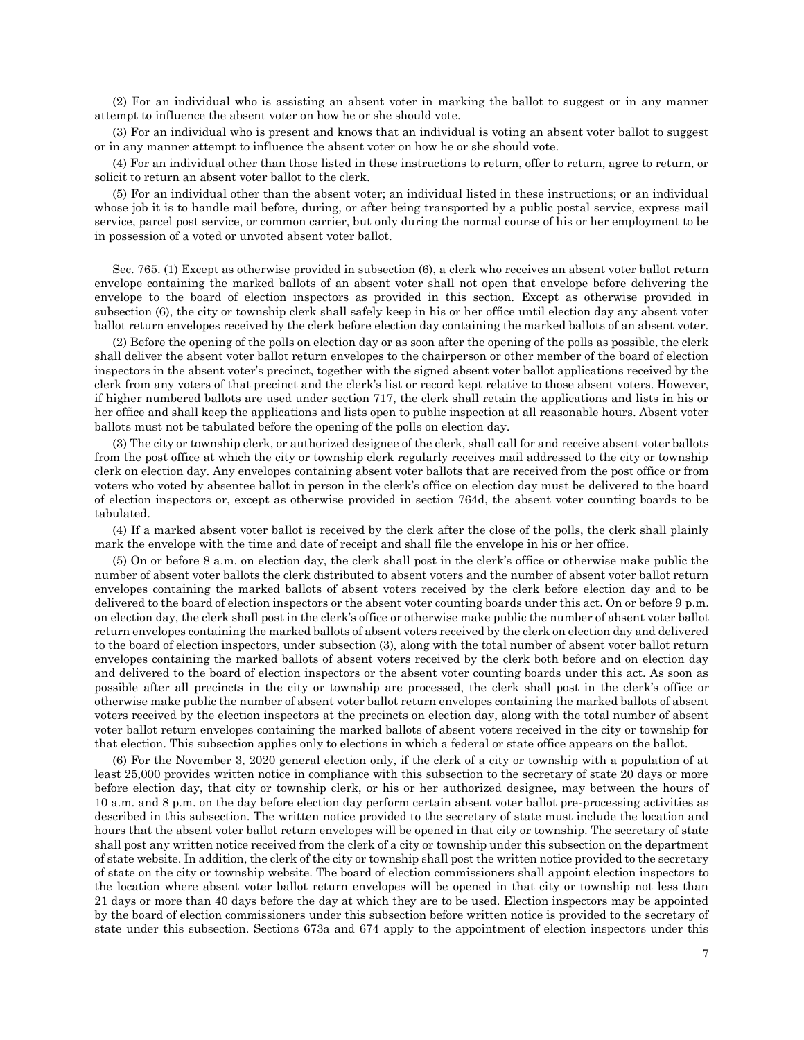(2) For an individual who is assisting an absent voter in marking the ballot to suggest or in any manner attempt to influence the absent voter on how he or she should vote.

(3) For an individual who is present and knows that an individual is voting an absent voter ballot to suggest or in any manner attempt to influence the absent voter on how he or she should vote.

(4) For an individual other than those listed in these instructions to return, offer to return, agree to return, or solicit to return an absent voter ballot to the clerk.

(5) For an individual other than the absent voter; an individual listed in these instructions; or an individual whose job it is to handle mail before, during, or after being transported by a public postal service, express mail service, parcel post service, or common carrier, but only during the normal course of his or her employment to be in possession of a voted or unvoted absent voter ballot.

Sec. 765. (1) Except as otherwise provided in subsection (6), a clerk who receives an absent voter ballot return envelope containing the marked ballots of an absent voter shall not open that envelope before delivering the envelope to the board of election inspectors as provided in this section. Except as otherwise provided in subsection (6), the city or township clerk shall safely keep in his or her office until election day any absent voter ballot return envelopes received by the clerk before election day containing the marked ballots of an absent voter.

(2) Before the opening of the polls on election day or as soon after the opening of the polls as possible, the clerk shall deliver the absent voter ballot return envelopes to the chairperson or other member of the board of election inspectors in the absent voter's precinct, together with the signed absent voter ballot applications received by the clerk from any voters of that precinct and the clerk's list or record kept relative to those absent voters. However, if higher numbered ballots are used under section 717, the clerk shall retain the applications and lists in his or her office and shall keep the applications and lists open to public inspection at all reasonable hours. Absent voter ballots must not be tabulated before the opening of the polls on election day.

(3) The city or township clerk, or authorized designee of the clerk, shall call for and receive absent voter ballots from the post office at which the city or township clerk regularly receives mail addressed to the city or township clerk on election day. Any envelopes containing absent voter ballots that are received from the post office or from voters who voted by absentee ballot in person in the clerk's office on election day must be delivered to the board of election inspectors or, except as otherwise provided in section 764d, the absent voter counting boards to be tabulated.

(4) If a marked absent voter ballot is received by the clerk after the close of the polls, the clerk shall plainly mark the envelope with the time and date of receipt and shall file the envelope in his or her office.

(5) On or before 8 a.m. on election day, the clerk shall post in the clerk's office or otherwise make public the number of absent voter ballots the clerk distributed to absent voters and the number of absent voter ballot return envelopes containing the marked ballots of absent voters received by the clerk before election day and to be delivered to the board of election inspectors or the absent voter counting boards under this act. On or before 9 p.m. on election day, the clerk shall post in the clerk's office or otherwise make public the number of absent voter ballot return envelopes containing the marked ballots of absent voters received by the clerk on election day and delivered to the board of election inspectors, under subsection (3), along with the total number of absent voter ballot return envelopes containing the marked ballots of absent voters received by the clerk both before and on election day and delivered to the board of election inspectors or the absent voter counting boards under this act. As soon as possible after all precincts in the city or township are processed, the clerk shall post in the clerk's office or otherwise make public the number of absent voter ballot return envelopes containing the marked ballots of absent voters received by the election inspectors at the precincts on election day, along with the total number of absent voter ballot return envelopes containing the marked ballots of absent voters received in the city or township for that election. This subsection applies only to elections in which a federal or state office appears on the ballot.

(6) For the November 3, 2020 general election only, if the clerk of a city or township with a population of at least 25,000 provides written notice in compliance with this subsection to the secretary of state 20 days or more before election day, that city or township clerk, or his or her authorized designee, may between the hours of 10 a.m. and 8 p.m. on the day before election day perform certain absent voter ballot pre-processing activities as described in this subsection. The written notice provided to the secretary of state must include the location and hours that the absent voter ballot return envelopes will be opened in that city or township. The secretary of state shall post any written notice received from the clerk of a city or township under this subsection on the department of state website. In addition, the clerk of the city or township shall post the written notice provided to the secretary of state on the city or township website. The board of election commissioners shall appoint election inspectors to the location where absent voter ballot return envelopes will be opened in that city or township not less than 21 days or more than 40 days before the day at which they are to be used. Election inspectors may be appointed by the board of election commissioners under this subsection before written notice is provided to the secretary of state under this subsection. Sections 673a and 674 apply to the appointment of election inspectors under this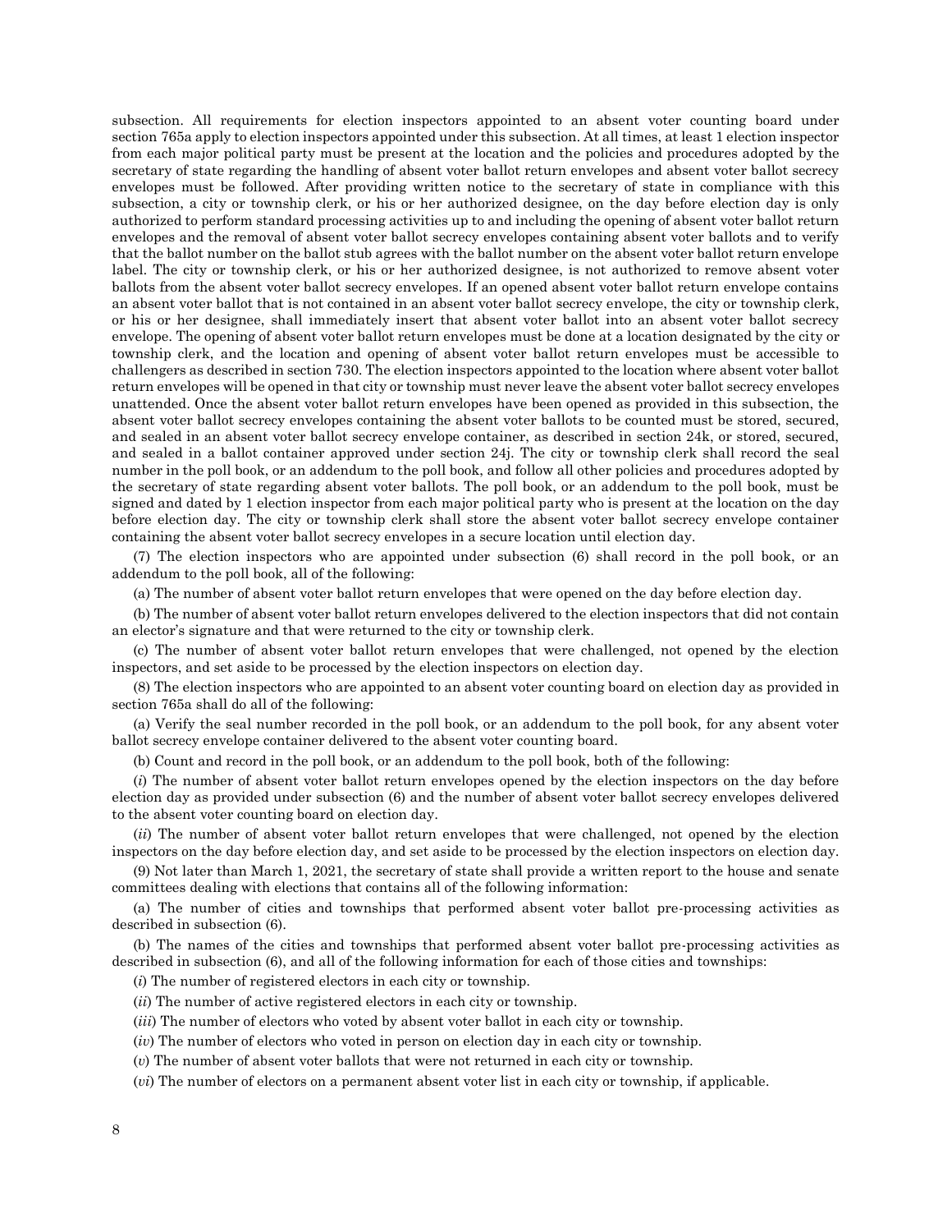subsection. All requirements for election inspectors appointed to an absent voter counting board under section 765a apply to election inspectors appointed under this subsection. At all times, at least 1 election inspector from each major political party must be present at the location and the policies and procedures adopted by the secretary of state regarding the handling of absent voter ballot return envelopes and absent voter ballot secrecy envelopes must be followed. After providing written notice to the secretary of state in compliance with this subsection, a city or township clerk, or his or her authorized designee, on the day before election day is only authorized to perform standard processing activities up to and including the opening of absent voter ballot return envelopes and the removal of absent voter ballot secrecy envelopes containing absent voter ballots and to verify that the ballot number on the ballot stub agrees with the ballot number on the absent voter ballot return envelope label. The city or township clerk, or his or her authorized designee, is not authorized to remove absent voter ballots from the absent voter ballot secrecy envelopes. If an opened absent voter ballot return envelope contains an absent voter ballot that is not contained in an absent voter ballot secrecy envelope, the city or township clerk, or his or her designee, shall immediately insert that absent voter ballot into an absent voter ballot secrecy envelope. The opening of absent voter ballot return envelopes must be done at a location designated by the city or township clerk, and the location and opening of absent voter ballot return envelopes must be accessible to challengers as described in section 730. The election inspectors appointed to the location where absent voter ballot return envelopes will be opened in that city or township must never leave the absent voter ballot secrecy envelopes unattended. Once the absent voter ballot return envelopes have been opened as provided in this subsection, the absent voter ballot secrecy envelopes containing the absent voter ballots to be counted must be stored, secured, and sealed in an absent voter ballot secrecy envelope container, as described in section 24k, or stored, secured, and sealed in a ballot container approved under section 24j. The city or township clerk shall record the seal number in the poll book, or an addendum to the poll book, and follow all other policies and procedures adopted by the secretary of state regarding absent voter ballots. The poll book, or an addendum to the poll book, must be signed and dated by 1 election inspector from each major political party who is present at the location on the day before election day. The city or township clerk shall store the absent voter ballot secrecy envelope container containing the absent voter ballot secrecy envelopes in a secure location until election day.

(7) The election inspectors who are appointed under subsection (6) shall record in the poll book, or an addendum to the poll book, all of the following:

(a) The number of absent voter ballot return envelopes that were opened on the day before election day.

(b) The number of absent voter ballot return envelopes delivered to the election inspectors that did not contain an elector's signature and that were returned to the city or township clerk.

(c) The number of absent voter ballot return envelopes that were challenged, not opened by the election inspectors, and set aside to be processed by the election inspectors on election day.

(8) The election inspectors who are appointed to an absent voter counting board on election day as provided in section 765a shall do all of the following:

(a) Verify the seal number recorded in the poll book, or an addendum to the poll book, for any absent voter ballot secrecy envelope container delivered to the absent voter counting board.

(b) Count and record in the poll book, or an addendum to the poll book, both of the following:

(*i*) The number of absent voter ballot return envelopes opened by the election inspectors on the day before election day as provided under subsection (6) and the number of absent voter ballot secrecy envelopes delivered to the absent voter counting board on election day.

(*ii*) The number of absent voter ballot return envelopes that were challenged, not opened by the election inspectors on the day before election day, and set aside to be processed by the election inspectors on election day.

(9) Not later than March 1, 2021, the secretary of state shall provide a written report to the house and senate committees dealing with elections that contains all of the following information:

(a) The number of cities and townships that performed absent voter ballot pre-processing activities as described in subsection (6).

(b) The names of the cities and townships that performed absent voter ballot pre-processing activities as described in subsection (6), and all of the following information for each of those cities and townships:

(*i*) The number of registered electors in each city or township.

(*ii*) The number of active registered electors in each city or township.

(*iii*) The number of electors who voted by absent voter ballot in each city or township.

(*iv*) The number of electors who voted in person on election day in each city or township.

(*v*) The number of absent voter ballots that were not returned in each city or township.

(*vi*) The number of electors on a permanent absent voter list in each city or township, if applicable.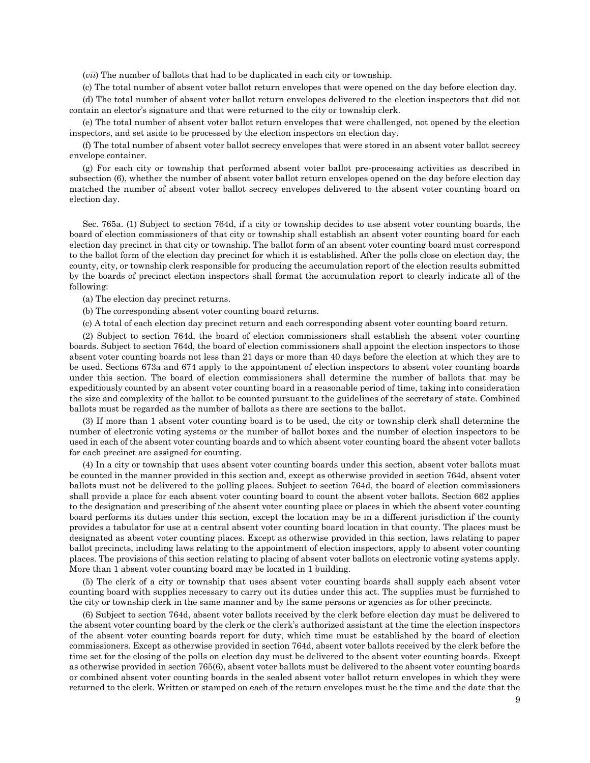(*vii*) The number of ballots that had to be duplicated in each city or township.

(c) The total number of absent voter ballot return envelopes that were opened on the day before election day.

(d) The total number of absent voter ballot return envelopes delivered to the election inspectors that did not contain an elector's signature and that were returned to the city or township clerk.

(e) The total number of absent voter ballot return envelopes that were challenged, not opened by the election inspectors, and set aside to be processed by the election inspectors on election day.

(f) The total number of absent voter ballot secrecy envelopes that were stored in an absent voter ballot secrecy envelope container.

(g) For each city or township that performed absent voter ballot pre-processing activities as described in subsection (6), whether the number of absent voter ballot return envelopes opened on the day before election day matched the number of absent voter ballot secrecy envelopes delivered to the absent voter counting board on election day.

Sec. 765a. (1) Subject to section 764d, if a city or township decides to use absent voter counting boards, the board of election commissioners of that city or township shall establish an absent voter counting board for each election day precinct in that city or township. The ballot form of an absent voter counting board must correspond to the ballot form of the election day precinct for which it is established. After the polls close on election day, the county, city, or township clerk responsible for producing the accumulation report of the election results submitted by the boards of precinct election inspectors shall format the accumulation report to clearly indicate all of the following:

(a) The election day precinct returns.

(b) The corresponding absent voter counting board returns.

(c) A total of each election day precinct return and each corresponding absent voter counting board return.

(2) Subject to section 764d, the board of election commissioners shall establish the absent voter counting boards. Subject to section 764d, the board of election commissioners shall appoint the election inspectors to those absent voter counting boards not less than 21 days or more than 40 days before the election at which they are to be used. Sections 673a and 674 apply to the appointment of election inspectors to absent voter counting boards under this section. The board of election commissioners shall determine the number of ballots that may be expeditiously counted by an absent voter counting board in a reasonable period of time, taking into consideration the size and complexity of the ballot to be counted pursuant to the guidelines of the secretary of state. Combined ballots must be regarded as the number of ballots as there are sections to the ballot.

(3) If more than 1 absent voter counting board is to be used, the city or township clerk shall determine the number of electronic voting systems or the number of ballot boxes and the number of election inspectors to be used in each of the absent voter counting boards and to which absent voter counting board the absent voter ballots for each precinct are assigned for counting.

(4) In a city or township that uses absent voter counting boards under this section, absent voter ballots must be counted in the manner provided in this section and, except as otherwise provided in section 764d, absent voter ballots must not be delivered to the polling places. Subject to section 764d, the board of election commissioners shall provide a place for each absent voter counting board to count the absent voter ballots. Section 662 applies to the designation and prescribing of the absent voter counting place or places in which the absent voter counting board performs its duties under this section, except the location may be in a different jurisdiction if the county provides a tabulator for use at a central absent voter counting board location in that county. The places must be designated as absent voter counting places. Except as otherwise provided in this section, laws relating to paper ballot precincts, including laws relating to the appointment of election inspectors, apply to absent voter counting places. The provisions of this section relating to placing of absent voter ballots on electronic voting systems apply. More than 1 absent voter counting board may be located in 1 building.

(5) The clerk of a city or township that uses absent voter counting boards shall supply each absent voter counting board with supplies necessary to carry out its duties under this act. The supplies must be furnished to the city or township clerk in the same manner and by the same persons or agencies as for other precincts.

(6) Subject to section 764d, absent voter ballots received by the clerk before election day must be delivered to the absent voter counting board by the clerk or the clerk's authorized assistant at the time the election inspectors of the absent voter counting boards report for duty, which time must be established by the board of election commissioners. Except as otherwise provided in section 764d, absent voter ballots received by the clerk before the time set for the closing of the polls on election day must be delivered to the absent voter counting boards. Except as otherwise provided in section 765(6), absent voter ballots must be delivered to the absent voter counting boards or combined absent voter counting boards in the sealed absent voter ballot return envelopes in which they were returned to the clerk. Written or stamped on each of the return envelopes must be the time and the date that the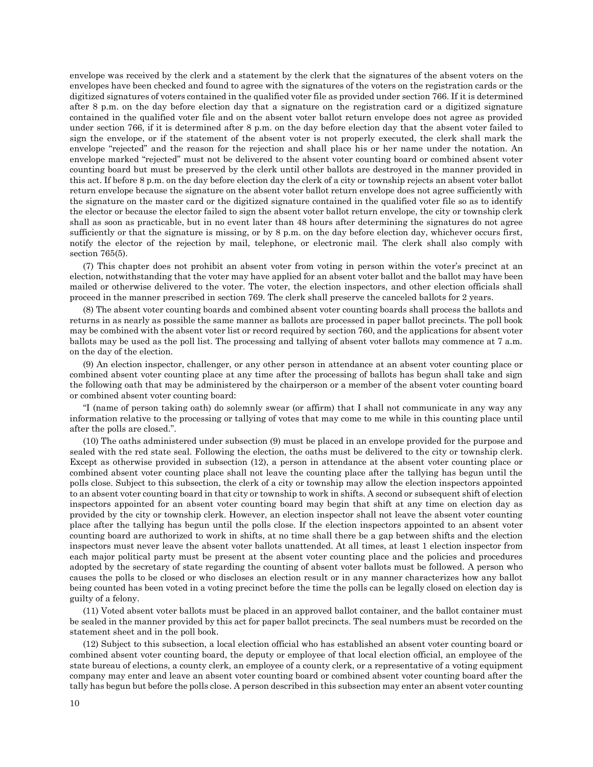envelope was received by the clerk and a statement by the clerk that the signatures of the absent voters on the envelopes have been checked and found to agree with the signatures of the voters on the registration cards or the digitized signatures of voters contained in the qualified voter file as provided under section 766. If it is determined after 8 p.m. on the day before election day that a signature on the registration card or a digitized signature contained in the qualified voter file and on the absent voter ballot return envelope does not agree as provided under section 766, if it is determined after 8 p.m. on the day before election day that the absent voter failed to sign the envelope, or if the statement of the absent voter is not properly executed, the clerk shall mark the envelope "rejected" and the reason for the rejection and shall place his or her name under the notation. An envelope marked "rejected" must not be delivered to the absent voter counting board or combined absent voter counting board but must be preserved by the clerk until other ballots are destroyed in the manner provided in this act. If before 8 p.m. on the day before election day the clerk of a city or township rejects an absent voter ballot return envelope because the signature on the absent voter ballot return envelope does not agree sufficiently with the signature on the master card or the digitized signature contained in the qualified voter file so as to identify the elector or because the elector failed to sign the absent voter ballot return envelope, the city or township clerk shall as soon as practicable, but in no event later than 48 hours after determining the signatures do not agree sufficiently or that the signature is missing, or by 8 p.m. on the day before election day, whichever occurs first, notify the elector of the rejection by mail, telephone, or electronic mail. The clerk shall also comply with section 765(5).

(7) This chapter does not prohibit an absent voter from voting in person within the voter's precinct at an election, notwithstanding that the voter may have applied for an absent voter ballot and the ballot may have been mailed or otherwise delivered to the voter. The voter, the election inspectors, and other election officials shall proceed in the manner prescribed in section 769. The clerk shall preserve the canceled ballots for 2 years.

(8) The absent voter counting boards and combined absent voter counting boards shall process the ballots and returns in as nearly as possible the same manner as ballots are processed in paper ballot precincts. The poll book may be combined with the absent voter list or record required by section 760, and the applications for absent voter ballots may be used as the poll list. The processing and tallying of absent voter ballots may commence at 7 a.m. on the day of the election.

(9) An election inspector, challenger, or any other person in attendance at an absent voter counting place or combined absent voter counting place at any time after the processing of ballots has begun shall take and sign the following oath that may be administered by the chairperson or a member of the absent voter counting board or combined absent voter counting board:

"I (name of person taking oath) do solemnly swear (or affirm) that I shall not communicate in any way any information relative to the processing or tallying of votes that may come to me while in this counting place until after the polls are closed.".

(10) The oaths administered under subsection (9) must be placed in an envelope provided for the purpose and sealed with the red state seal. Following the election, the oaths must be delivered to the city or township clerk. Except as otherwise provided in subsection (12), a person in attendance at the absent voter counting place or combined absent voter counting place shall not leave the counting place after the tallying has begun until the polls close. Subject to this subsection, the clerk of a city or township may allow the election inspectors appointed to an absent voter counting board in that city or township to work in shifts. A second or subsequent shift of election inspectors appointed for an absent voter counting board may begin that shift at any time on election day as provided by the city or township clerk. However, an election inspector shall not leave the absent voter counting place after the tallying has begun until the polls close. If the election inspectors appointed to an absent voter counting board are authorized to work in shifts, at no time shall there be a gap between shifts and the election inspectors must never leave the absent voter ballots unattended. At all times, at least 1 election inspector from each major political party must be present at the absent voter counting place and the policies and procedures adopted by the secretary of state regarding the counting of absent voter ballots must be followed. A person who causes the polls to be closed or who discloses an election result or in any manner characterizes how any ballot being counted has been voted in a voting precinct before the time the polls can be legally closed on election day is guilty of a felony.

(11) Voted absent voter ballots must be placed in an approved ballot container, and the ballot container must be sealed in the manner provided by this act for paper ballot precincts. The seal numbers must be recorded on the statement sheet and in the poll book.

(12) Subject to this subsection, a local election official who has established an absent voter counting board or combined absent voter counting board, the deputy or employee of that local election official, an employee of the state bureau of elections, a county clerk, an employee of a county clerk, or a representative of a voting equipment company may enter and leave an absent voter counting board or combined absent voter counting board after the tally has begun but before the polls close. A person described in this subsection may enter an absent voter counting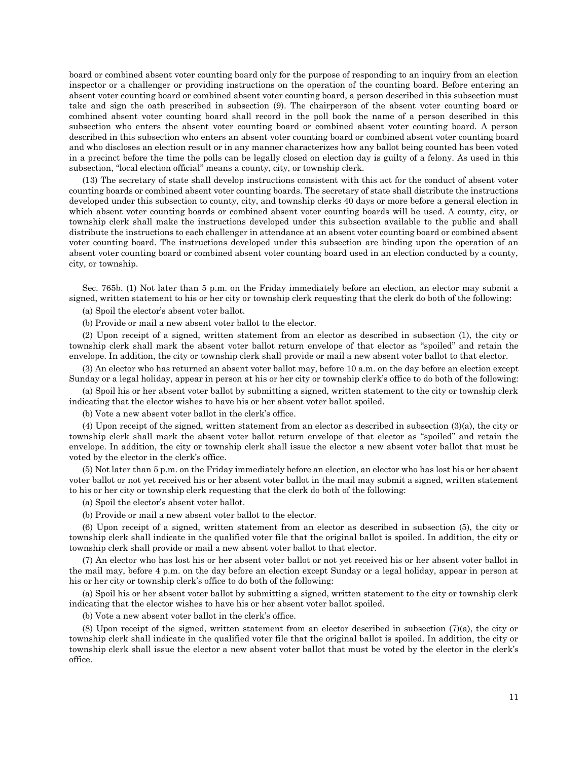board or combined absent voter counting board only for the purpose of responding to an inquiry from an election inspector or a challenger or providing instructions on the operation of the counting board. Before entering an absent voter counting board or combined absent voter counting board, a person described in this subsection must take and sign the oath prescribed in subsection (9). The chairperson of the absent voter counting board or combined absent voter counting board shall record in the poll book the name of a person described in this subsection who enters the absent voter counting board or combined absent voter counting board. A person described in this subsection who enters an absent voter counting board or combined absent voter counting board and who discloses an election result or in any manner characterizes how any ballot being counted has been voted in a precinct before the time the polls can be legally closed on election day is guilty of a felony. As used in this subsection, "local election official" means a county, city, or township clerk.

(13) The secretary of state shall develop instructions consistent with this act for the conduct of absent voter counting boards or combined absent voter counting boards. The secretary of state shall distribute the instructions developed under this subsection to county, city, and township clerks 40 days or more before a general election in which absent voter counting boards or combined absent voter counting boards will be used. A county, city, or township clerk shall make the instructions developed under this subsection available to the public and shall distribute the instructions to each challenger in attendance at an absent voter counting board or combined absent voter counting board. The instructions developed under this subsection are binding upon the operation of an absent voter counting board or combined absent voter counting board used in an election conducted by a county, city, or township.

Sec. 765b. (1) Not later than 5 p.m. on the Friday immediately before an election, an elector may submit a signed, written statement to his or her city or township clerk requesting that the clerk do both of the following:

(a) Spoil the elector's absent voter ballot.

(b) Provide or mail a new absent voter ballot to the elector.

(2) Upon receipt of a signed, written statement from an elector as described in subsection (1), the city or township clerk shall mark the absent voter ballot return envelope of that elector as "spoiled" and retain the envelope. In addition, the city or township clerk shall provide or mail a new absent voter ballot to that elector.

(3) An elector who has returned an absent voter ballot may, before 10 a.m. on the day before an election except Sunday or a legal holiday, appear in person at his or her city or township clerk's office to do both of the following:

(a) Spoil his or her absent voter ballot by submitting a signed, written statement to the city or township clerk indicating that the elector wishes to have his or her absent voter ballot spoiled.

(b) Vote a new absent voter ballot in the clerk's office.

(4) Upon receipt of the signed, written statement from an elector as described in subsection (3)(a), the city or township clerk shall mark the absent voter ballot return envelope of that elector as "spoiled" and retain the envelope. In addition, the city or township clerk shall issue the elector a new absent voter ballot that must be voted by the elector in the clerk's office.

(5) Not later than 5 p.m. on the Friday immediately before an election, an elector who has lost his or her absent voter ballot or not yet received his or her absent voter ballot in the mail may submit a signed, written statement to his or her city or township clerk requesting that the clerk do both of the following:

(a) Spoil the elector's absent voter ballot.

(b) Provide or mail a new absent voter ballot to the elector.

(6) Upon receipt of a signed, written statement from an elector as described in subsection (5), the city or township clerk shall indicate in the qualified voter file that the original ballot is spoiled. In addition, the city or township clerk shall provide or mail a new absent voter ballot to that elector.

(7) An elector who has lost his or her absent voter ballot or not yet received his or her absent voter ballot in the mail may, before 4 p.m. on the day before an election except Sunday or a legal holiday, appear in person at his or her city or township clerk's office to do both of the following:

(a) Spoil his or her absent voter ballot by submitting a signed, written statement to the city or township clerk indicating that the elector wishes to have his or her absent voter ballot spoiled.

(b) Vote a new absent voter ballot in the clerk's office.

(8) Upon receipt of the signed, written statement from an elector described in subsection (7)(a), the city or township clerk shall indicate in the qualified voter file that the original ballot is spoiled. In addition, the city or township clerk shall issue the elector a new absent voter ballot that must be voted by the elector in the clerk's office.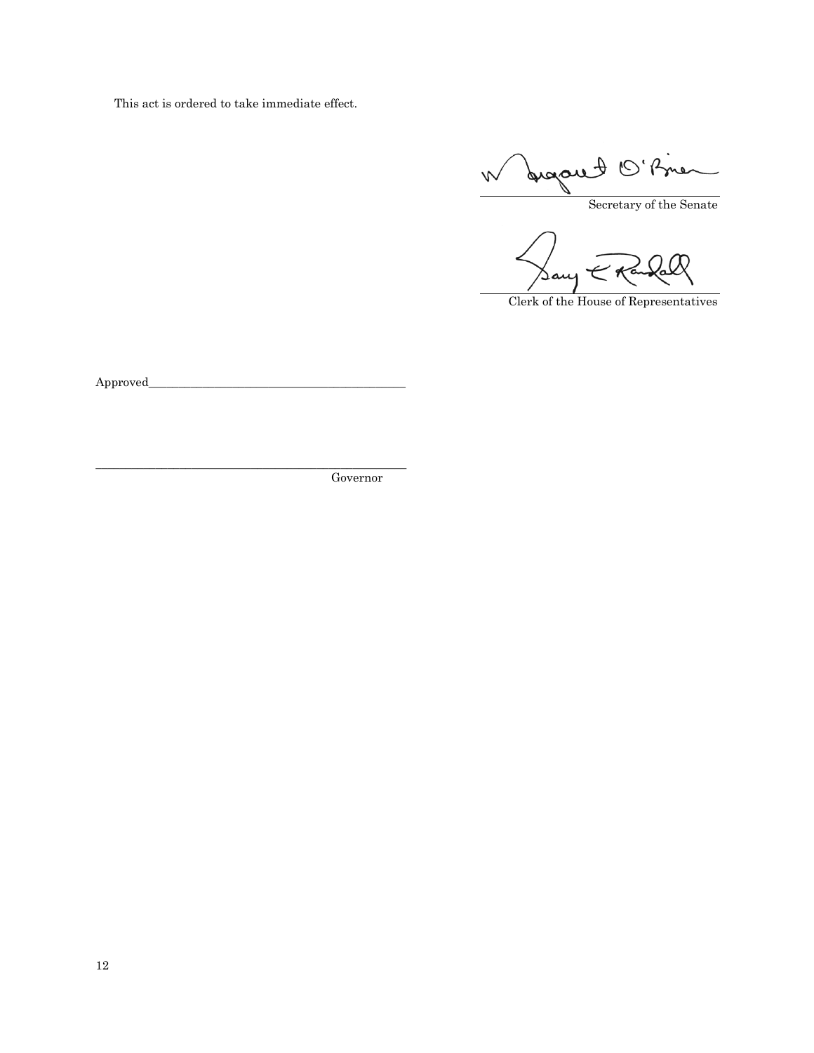This act is ordered to take immediate effect.

Secretary of the Senate

Clerk of the House of Representatives

Approved\_\_\_\_\_\_\_\_\_\_\_\_\_\_\_\_\_\_\_\_\_\_\_\_\_\_\_\_\_\_\_\_\_\_\_\_\_\_\_\_\_\_

\_\_\_\_\_\_\_\_\_\_\_\_\_\_\_\_\_\_\_\_\_\_\_\_\_\_\_\_\_\_\_\_\_\_\_\_\_\_\_\_\_\_\_\_\_\_\_\_\_\_

Governor